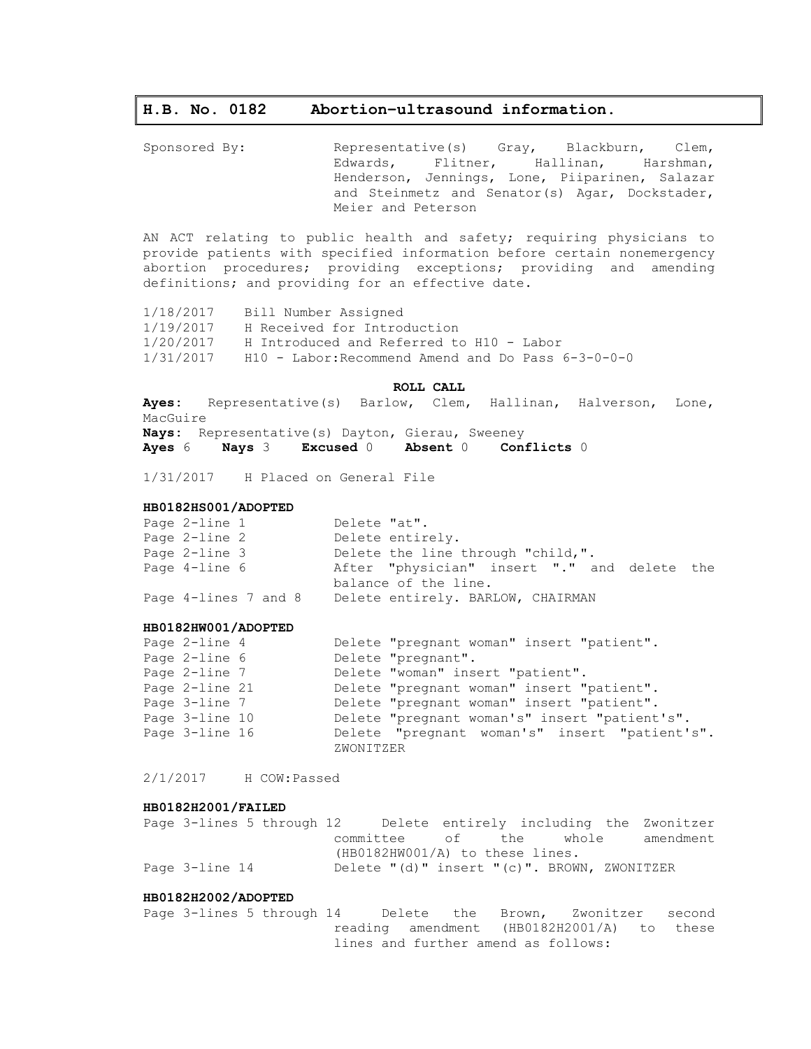# H.B. No. 0182 Abortion-ultrasound information.

Sponsored By: Representative(s) Gray, Blackburn, Clem, Edwards, Flitner, Hallinan, Harshman, Henderson, Jennings, Lone, Piiparinen, Salazar and Steinmetz and Senator(s) Agar, Dockstader, Meier and Peterson

AN ACT relating to public health and safety; requiring physicians to provide patients with specified information before certain nonemergency abortion procedures; providing exceptions; providing and amending definitions; and providing for an effective date.

| | |
|---|---|
| 1/18/2017 | Bill Number Assigned |
| 1/19/2017 | H Received for Introduction |
| 1/20/2017 | H Introduced and Referred to H10 - Labor |
| 1/31/2017 | H10 - Labor:Recommend Amend and Do Pass 6-3-0-0-0 |

**ROLL CALL**

**Ayes:** Representative(s) Barlow, Clem, Hallinan, Halverson, Lone, MacGuire

**Nays:** Representative(s) Dayton, Gierau, Sweeney

**Ayes** 6 **Nays** 3 **Excused** 0 **Absent** 0 **Conflicts** 0

1/31/2017 H Placed on General File

**HB0182HS001/ADOPTED**

| | |
|---|---|
| Page 2-line 1 | Delete "at". |
| Page 2-line 2 | Delete entirely. |
| Page 2-line 3 | Delete the line through "child,". |
| Page 4-line 6 | After "physician" insert "." and delete the balance of the line. |
| Page 4-lines 7 and 8 | Delete entirely. BARLOW, CHAIRMAN |

**HB0182HW001/ADOPTED**

| | |
|---|---|
| Page 2-line 4 | Delete "pregnant woman" insert "patient". |
| Page 2-line 6 | Delete "pregnant". |
| Page 2-line 7 | Delete "woman" insert "patient". |
| Page 2-line 21 | Delete "pregnant woman" insert "patient". |
| Page 3-line 7 | Delete "pregnant woman" insert "patient". |
| Page 3-line 10 | Delete "pregnant woman's" insert "patient's". |
| Page 3-line 16 | Delete "pregnant woman's" insert "patient's". ZWONITZER |

2/1/2017 H COW:Passed

**HB0182H2001/FAILED**

| | |
|---|---|
| Page 3-lines 5 through 12 | Delete entirely including the Zwonitzer committee of the whole amendment (HB0182HW001/A) to these lines. |
| Page 3-line 14 | Delete "(d)" insert "(c)". BROWN, ZWONITZER |

**HB0182H2002/ADOPTED**

| | |
|---|---|
| Page 3-lines 5 through 14 | Delete the Brown, Zwonitzer second reading amendment (HB0182H2001/A) to these lines and further amend as follows: |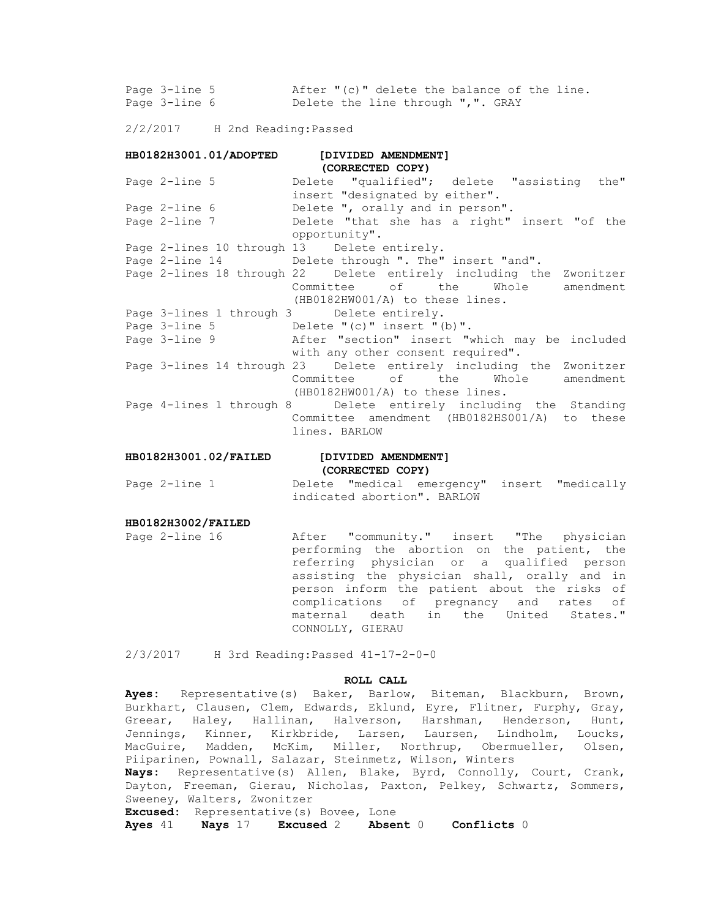| | |
|---|---|
| Page 3-line 5 | After "(c)" delete the balance of the line. |
| Page 3-line 6 | Delete the line through ",". GRAY |

2/2/2017 H 2nd Reading:Passed

**HB0182H3001.01/ADOPTED** **[DIVIDED AMENDMENT]**
**(CORRECTED COPY)**

| | |
|---|---|
| Page 2-line 5 | Delete "qualified"; delete "assisting the" insert "designated by either". |
| Page 2-line 6 | Delete ", orally and in person". |
| Page 2-line 7 | Delete "that she has a right" insert "of the opportunity". |
| Page 2-lines 10 through 13 | Delete entirely. |
| Page 2-line 14 | Delete through ". The" insert "and". |
| Page 2-lines 18 through 22 | Delete entirely including the Zwonitzer Committee of the Whole amendment (HB0182HW001/A) to these lines. |
| Page 3-lines 1 through 3 | Delete entirely. |
| Page 3-line 5 | Delete "(c)" insert "(b)". |
| Page 3-line 9 | After "section" insert "which may be included with any other consent required". |
| Page 3-lines 14 through 23 | Delete entirely including the Zwonitzer Committee of the Whole amendment (HB0182HW001/A) to these lines. |
| Page 4-lines 1 through 8 | Delete entirely including the Standing Committee amendment (HB0182HS001/A) to these lines. BARLOW |

**HB0182H3001.02/FAILED** **[DIVIDED AMENDMENT]**
**(CORRECTED COPY)**

| | |
|---|---|
| Page 2-line 1 | Delete "medical emergency" insert "medically indicated abortion". BARLOW |

**HB0182H3002/FAILED**

| | |
|---|---|
| Page 2-line 16 | After "community." insert "The physician performing the abortion on the patient, the referring physician or a qualified person assisting the physician shall, orally and in person inform the patient about the risks of complications of pregnancy and rates of maternal death in the United States." CONNOLLY, GIERAU |

2/3/2017 H 3rd Reading:Passed 41-17-2-0-0

**ROLL CALL**

**Ayes:** Representative(s) Baker, Barlow, Biteman, Blackburn, Brown, Burkhart, Clausen, Clem, Edwards, Eklund, Eyre, Flitner, Furphy, Gray, Greear, Haley, Hallinan, Halverson, Harshman, Henderson, Hunt, Jennings, Kinner, Kirkbride, Larsen, Laursen, Lindholm, Loucks, MacGuire, Madden, McKim, Miller, Northrup, Obermueller, Olsen, Piiparinen, Pownall, Salazar, Steinmetz, Wilson, Winters

**Nays:** Representative(s) Allen, Blake, Byrd, Connolly, Court, Crank, Dayton, Freeman, Gierau, Nicholas, Paxton, Pelkey, Schwartz, Sommers, Sweeney, Walters, Zwonitzer

**Excused:** Representative(s) Bovee, Lone

**Ayes** 41 **Nays** 17 **Excused** 2 **Absent** 0 **Conflicts** 0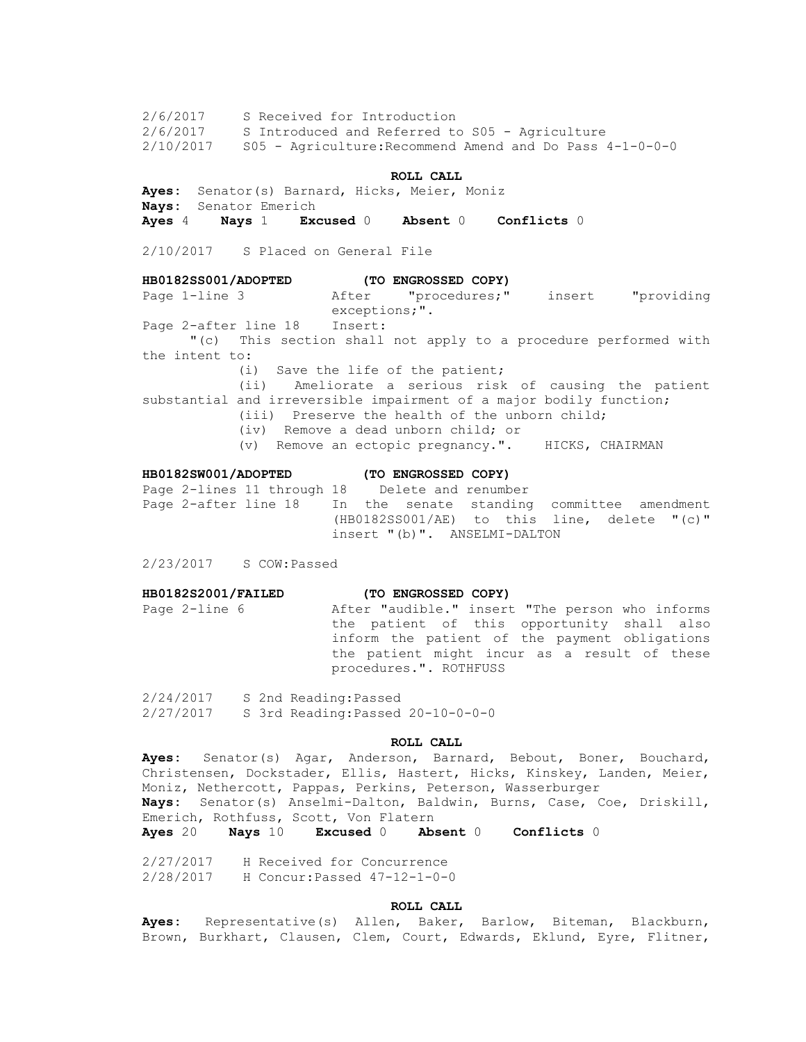2/6/2017 S Received for Introduction
2/6/2017 S Introduced and Referred to S05 - Agriculture
2/10/2017 S05 - Agriculture:Recommend Amend and Do Pass 4-1-0-0-0

**ROLL CALL**

**Ayes:** Senator(s) Barnard, Hicks, Meier, Moniz
**Nays:** Senator Emerich
**Ayes** 4 **Nays** 1 **Excused** 0 **Absent** 0 **Conflicts** 0

2/10/2017 S Placed on General File

**HB0182SS001/ADOPTED (TO ENGROSSED COPY)**

Page 1-line 3 After "procedures;" insert "providing exceptions;".

Page 2-after line 18 Insert:

"(c) This section shall not apply to a procedure performed with the intent to:

(i) Save the life of the patient;

(ii) Ameliorate a serious risk of causing the patient substantial and irreversible impairment of a major bodily function;

(iii) Preserve the health of the unborn child;

(iv) Remove a dead unborn child; or

(v) Remove an ectopic pregnancy.". HICKS, CHAIRMAN

**HB0182SW001/ADOPTED (TO ENGROSSED COPY)**

Page 2-lines 11 through 18 Delete and renumber

Page 2-after line 18 In the senate standing committee amendment (HB0182SS001/AE) to this line, delete "(c)" insert "(b)". ANSELMI-DALTON

2/23/2017 S COW:Passed

**HB0182S2001/FAILED (TO ENGROSSED COPY)**

Page 2-line 6 After "audible." insert "The person who informs the patient of this opportunity shall also inform the patient of the payment obligations the patient might incur as a result of these procedures.". ROTHFUSS

2/24/2017 S 2nd Reading:Passed
2/27/2017 S 3rd Reading:Passed 20-10-0-0-0

**ROLL CALL**

**Ayes:** Senator(s) Agar, Anderson, Barnard, Bebout, Boner, Bouchard, Christensen, Dockstader, Ellis, Hastert, Hicks, Kinskey, Landen, Meier, Moniz, Nethercott, Pappas, Perkins, Peterson, Wasserburger
**Nays:** Senator(s) Anselmi-Dalton, Baldwin, Burns, Case, Coe, Driskill, Emerich, Rothfuss, Scott, Von Flatern
**Ayes** 20 **Nays** 10 **Excused** 0 **Absent** 0 **Conflicts** 0

2/27/2017 H Received for Concurrence
2/28/2017 H Concur:Passed 47-12-1-0-0

**ROLL CALL**

**Ayes:** Representative(s) Allen, Baker, Barlow, Biteman, Blackburn, Brown, Burkhart, Clausen, Clem, Court, Edwards, Eklund, Eyre, Flitner,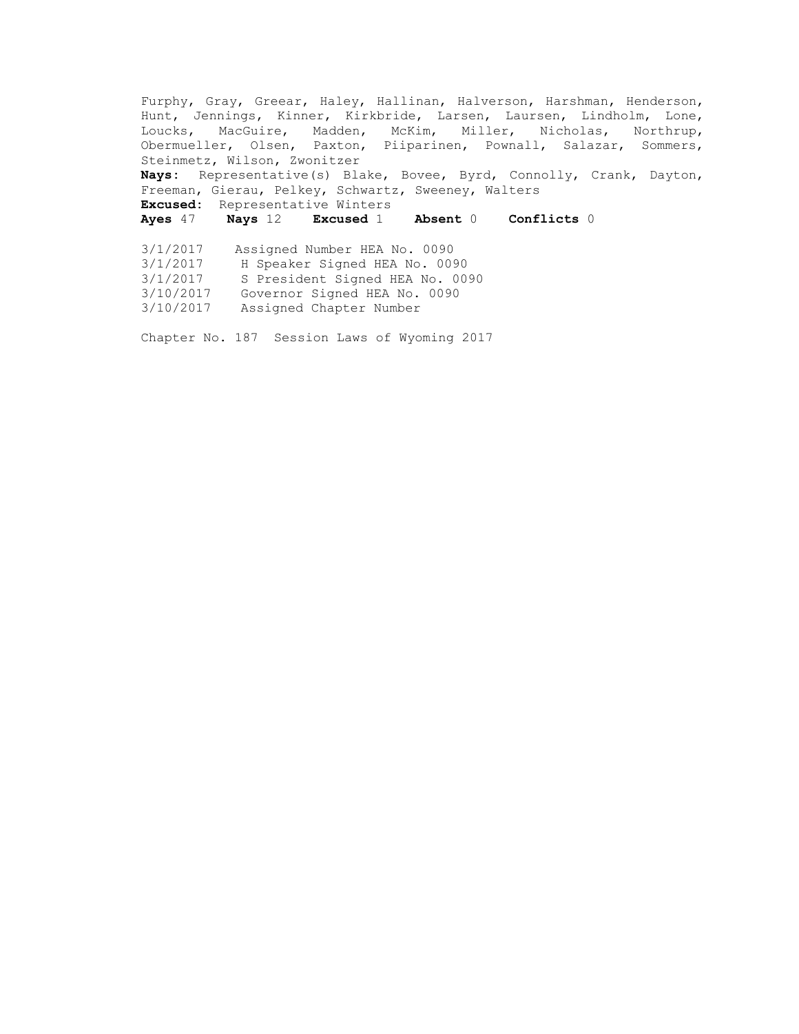Furphy, Gray, Greear, Haley, Hallinan, Halverson, Harshman, Henderson, Hunt, Jennings, Kinner, Kirkbride, Larsen, Laursen, Lindholm, Lone, Loucks, MacGuire, Madden, McKim, Miller, Nicholas, Northrup, Obermueller, Olsen, Paxton, Piiparinen, Pownall, Salazar, Sommers, Steinmetz, Wilson, Zwonitzer
**Nays:** Representative(s) Blake, Bovee, Byrd, Connolly, Crank, Dayton, Freeman, Gierau, Pelkey, Schwartz, Sweeney, Walters
**Excused:** Representative Winters
**Ayes** 47 **Nays** 12 **Excused** 1 **Absent** 0 **Conflicts** 0

3/1/2017 Assigned Number HEA No. 0090
3/1/2017 H Speaker Signed HEA No. 0090
3/1/2017 S President Signed HEA No. 0090
3/10/2017 Governor Signed HEA No. 0090
3/10/2017 Assigned Chapter Number

Chapter No. 187 Session Laws of Wyoming 2017